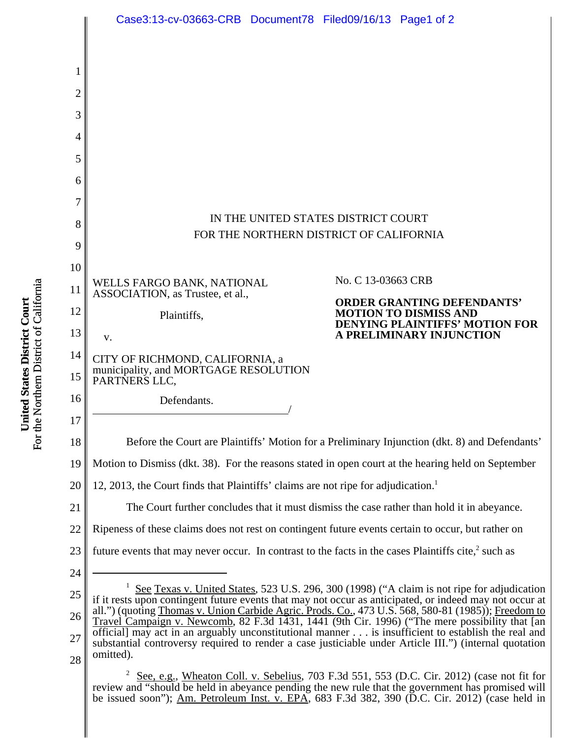IN THE UNITED STATES DISTRICT COURT
FOR THE NORTHERN DISTRICT OF CALIFORNIA

WELLS FARGO BANK, NATIONAL ASSOCIATION, as Trustee, et al.,

Plaintiffs,

v.

CITY OF RICHMOND, CALIFORNIA, a municipality, and MORTGAGE RESOLUTION PARTNERS LLC,

Defendants.
_____________________________________/

No. C 13-03663 CRB

**ORDER GRANTING DEFENDANTS' MOTION TO DISMISS AND DENYING PLAINTIFFS' MOTION FOR A PRELIMINARY INJUNCTION**

Before the Court are Plaintiffs' Motion for a Preliminary Injunction (dkt. 8) and Defendants' Motion to Dismiss (dkt. 38). For the reasons stated in open court at the hearing held on September 12, 2013, the Court finds that Plaintiffs' claims are not ripe for adjudication.[1]

The Court further concludes that it must dismiss the case rather than hold it in abeyance. Ripeness of these claims does not rest on contingent future events certain to occur, but rather on future events that may never occur. In contrast to the facts in the cases Plaintiffs cite,[2] such as

---

[1] See Texas v. United States, 523 U.S. 296, 300 (1998) ("A claim is not ripe for adjudication if it rests upon contingent future events that may not occur as anticipated, or indeed may not occur at all.") (quoting Thomas v. Union Carbide Agric. Prods. Co., 473 U.S. 568, 580-81 (1985)); Freedom to Travel Campaign v. Newcomb, 82 F.3d 1431, 1441 (9th Cir. 1996) ("The mere possibility that [an official] may act in an arguably unconstitutional manner . . . is insufficient to establish the real and substantial controversy required to render a case justiciable under Article III.") (internal quotation omitted).

[2] See, e.g., Wheaton Coll. v. Sebelius, 703 F.3d 551, 553 (D.C. Cir. 2012) (case not fit for review and "should be held in abeyance pending the new rule that the government has promised will be issued soon"); Am. Petroleum Inst. v. EPA, 683 F.3d 382, 390 (D.C. Cir. 2012) (case held in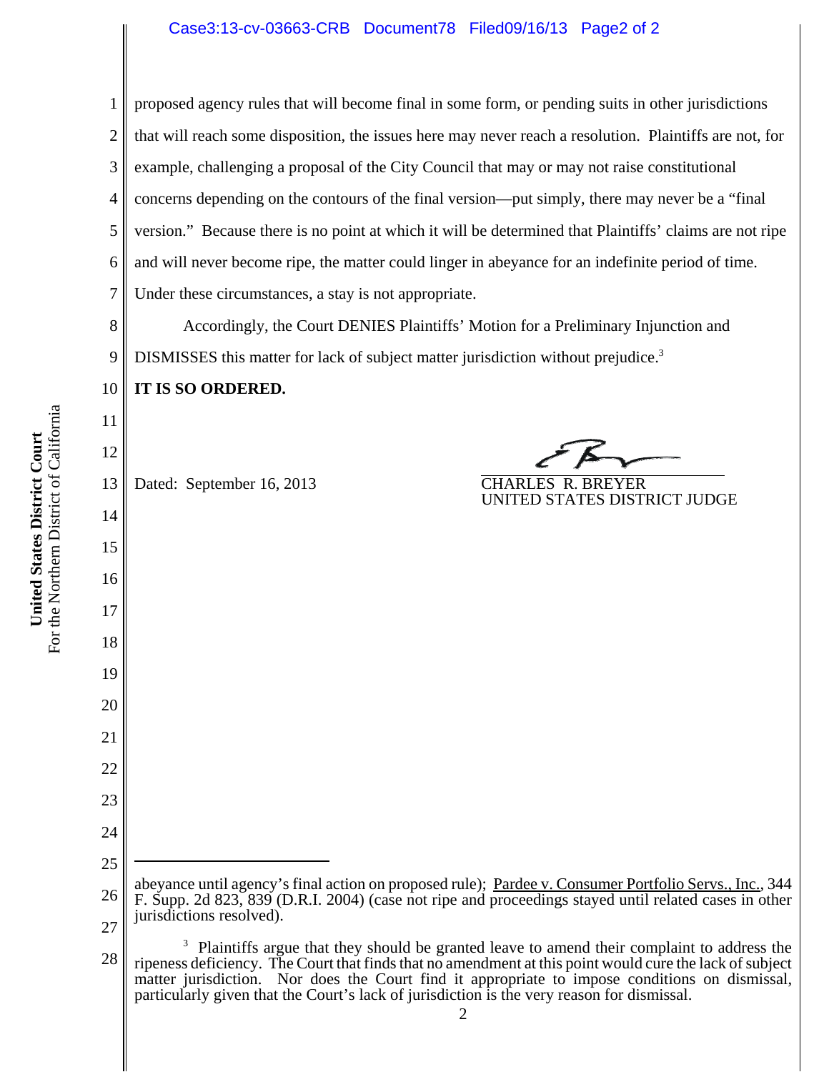proposed agency rules that will become final in some form, or pending suits in other jurisdictions that will reach some disposition, the issues here may never reach a resolution. Plaintiffs are not, for example, challenging a proposal of the City Council that may or may not raise constitutional concerns depending on the contours of the final version—put simply, there may never be a "final version." Because there is no point at which it will be determined that Plaintiffs' claims are not ripe and will never become ripe, the matter could linger in abeyance for an indefinite period of time. Under these circumstances, a stay is not appropriate.

Accordingly, the Court DENIES Plaintiffs' Motion for a Preliminary Injunction and DISMISSES this matter for lack of subject matter jurisdiction without prejudice.[3]

**IT IS SO ORDERED.**

Dated: September 16, 2013

CHARLES R. BREYER
UNITED STATES DISTRICT JUDGE

---

abeyance until agency's final action on proposed rule); Pardee v. Consumer Portfolio Servs., Inc., 344 F. Supp. 2d 823, 839 (D.R.I. 2004) (case not ripe and proceedings stayed until related cases in other jurisdictions resolved).

[3] Plaintiffs argue that they should be granted leave to amend their complaint to address the ripeness deficiency. The Court that finds that no amendment at this point would cure the lack of subject matter jurisdiction. Nor does the Court find it appropriate to impose conditions on dismissal, particularly given that the Court's lack of jurisdiction is the very reason for dismissal.